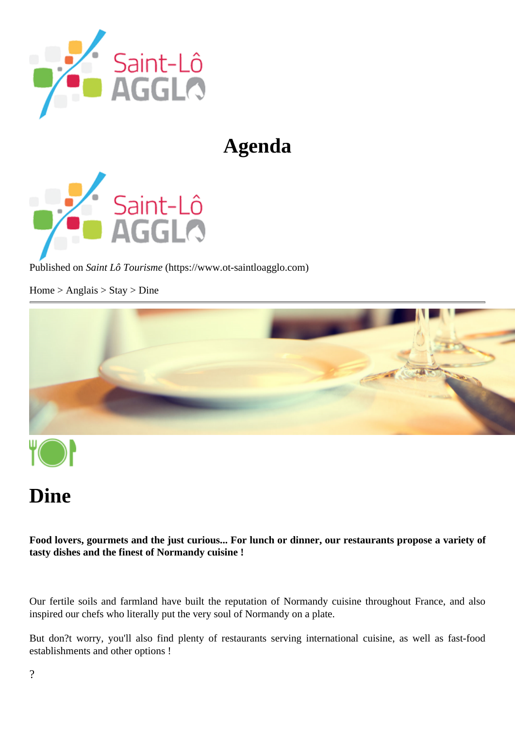# Agenda

Published on *Saint Lô Tourisme* (https://www.ot-saintloagglo.com)

Home > Anglais > Stay > Dine

# Dine

**Food lovers, gourmets and the just curious... For lunch or dinner, our restaurants propose a variety of tasty dishes and the finest of Normandy cuisine !**

Our fertile soils and farmland have built the reputation of Normandy cuisine throughout France, and also inspired our chefs who literally put the very soul of Normandy on a plate.

But don?t worry, you'll also find plenty of restaurants serving international cuisine, as well as fast-food establishments and other options !

?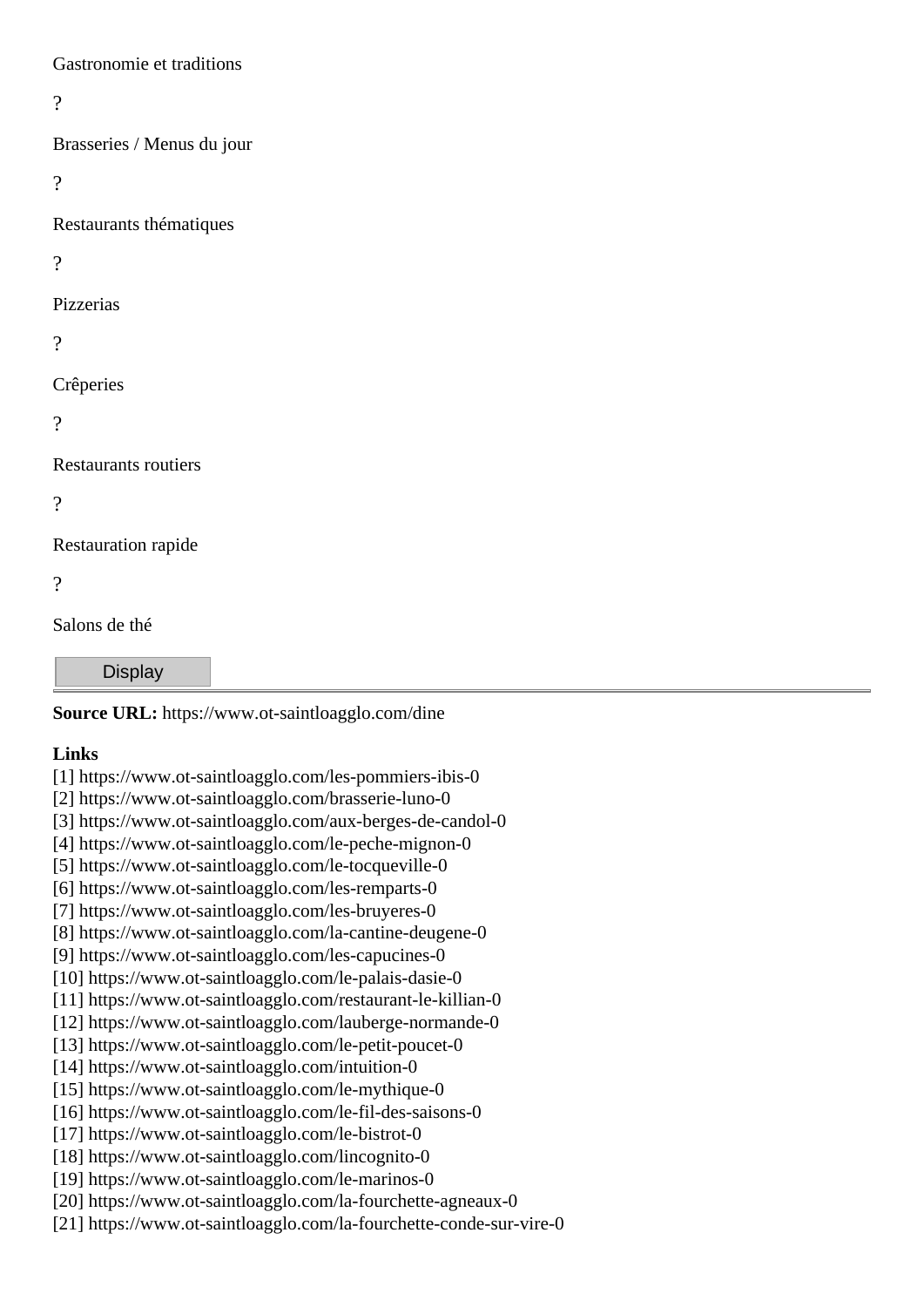Gastronomie et traditions

?

Brasseries / Menus du jour

?

Restaurants thématiques

?

Pizzerias

?

Crêperies

?

Restaurants routiers

?

Restauration rapide

?

Salons de thé

Display

---

**Source URL:** https://www.ot-saintloagglo.com/dine

**Links**
[1] https://www.ot-saintloagglo.com/les-pommiers-ibis-0
[2] https://www.ot-saintloagglo.com/brasserie-luno-0
[3] https://www.ot-saintloagglo.com/aux-berges-de-candol-0
[4] https://www.ot-saintloagglo.com/le-peche-mignon-0
[5] https://www.ot-saintloagglo.com/le-tocqueville-0
[6] https://www.ot-saintloagglo.com/les-remparts-0
[7] https://www.ot-saintloagglo.com/les-bruyeres-0
[8] https://www.ot-saintloagglo.com/la-cantine-deugene-0
[9] https://www.ot-saintloagglo.com/les-capucines-0
[10] https://www.ot-saintloagglo.com/le-palais-dasie-0
[11] https://www.ot-saintloagglo.com/restaurant-le-killian-0
[12] https://www.ot-saintloagglo.com/lauberge-normande-0
[13] https://www.ot-saintloagglo.com/le-petit-poucet-0
[14] https://www.ot-saintloagglo.com/intuition-0
[15] https://www.ot-saintloagglo.com/le-mythique-0
[16] https://www.ot-saintloagglo.com/le-fil-des-saisons-0
[17] https://www.ot-saintloagglo.com/le-bistrot-0
[18] https://www.ot-saintloagglo.com/lincognito-0
[19] https://www.ot-saintloagglo.com/le-marinos-0
[20] https://www.ot-saintloagglo.com/la-fourchette-agneaux-0
[21] https://www.ot-saintloagglo.com/la-fourchette-conde-sur-vire-0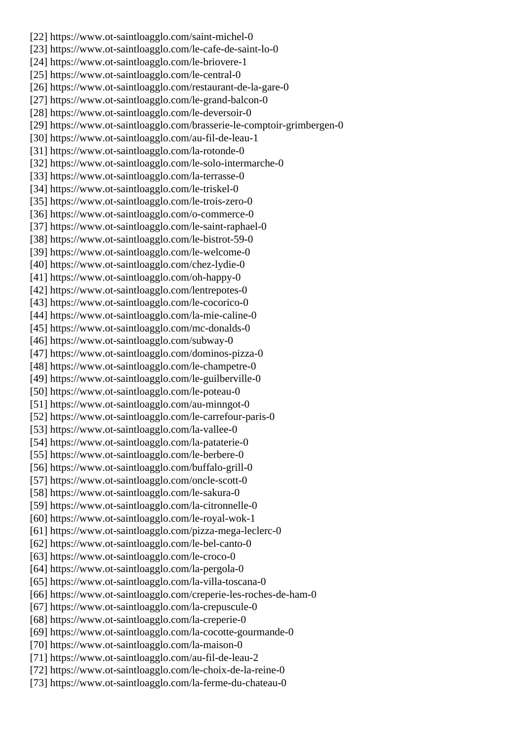[22] https://www.ot-saintloagglo.com/saint-michel-0
[23] https://www.ot-saintloagglo.com/le-cafe-de-saint-lo-0
[24] https://www.ot-saintloagglo.com/le-briovere-1
[25] https://www.ot-saintloagglo.com/le-central-0
[26] https://www.ot-saintloagglo.com/restaurant-de-la-gare-0
[27] https://www.ot-saintloagglo.com/le-grand-balcon-0
[28] https://www.ot-saintloagglo.com/le-deversoir-0
[29] https://www.ot-saintloagglo.com/brasserie-le-comptoir-grimbergen-0
[30] https://www.ot-saintloagglo.com/au-fil-de-leau-1
[31] https://www.ot-saintloagglo.com/la-rotonde-0
[32] https://www.ot-saintloagglo.com/le-solo-intermarche-0
[33] https://www.ot-saintloagglo.com/la-terrasse-0
[34] https://www.ot-saintloagglo.com/le-triskel-0
[35] https://www.ot-saintloagglo.com/le-trois-zero-0
[36] https://www.ot-saintloagglo.com/o-commerce-0
[37] https://www.ot-saintloagglo.com/le-saint-raphael-0
[38] https://www.ot-saintloagglo.com/le-bistrot-59-0
[39] https://www.ot-saintloagglo.com/le-welcome-0
[40] https://www.ot-saintloagglo.com/chez-lydie-0
[41] https://www.ot-saintloagglo.com/oh-happy-0
[42] https://www.ot-saintloagglo.com/lentrepotes-0
[43] https://www.ot-saintloagglo.com/le-cocorico-0
[44] https://www.ot-saintloagglo.com/la-mie-caline-0
[45] https://www.ot-saintloagglo.com/mc-donalds-0
[46] https://www.ot-saintloagglo.com/subway-0
[47] https://www.ot-saintloagglo.com/dominos-pizza-0
[48] https://www.ot-saintloagglo.com/le-champetre-0
[49] https://www.ot-saintloagglo.com/le-guilberville-0
[50] https://www.ot-saintloagglo.com/le-poteau-0
[51] https://www.ot-saintloagglo.com/au-minngot-0
[52] https://www.ot-saintloagglo.com/le-carrefour-paris-0
[53] https://www.ot-saintloagglo.com/la-vallee-0
[54] https://www.ot-saintloagglo.com/la-pataterie-0
[55] https://www.ot-saintloagglo.com/le-berbere-0
[56] https://www.ot-saintloagglo.com/buffalo-grill-0
[57] https://www.ot-saintloagglo.com/oncle-scott-0
[58] https://www.ot-saintloagglo.com/le-sakura-0
[59] https://www.ot-saintloagglo.com/la-citronnelle-0
[60] https://www.ot-saintloagglo.com/le-royal-wok-1
[61] https://www.ot-saintloagglo.com/pizza-mega-leclerc-0
[62] https://www.ot-saintloagglo.com/le-bel-canto-0
[63] https://www.ot-saintloagglo.com/le-croco-0
[64] https://www.ot-saintloagglo.com/la-pergola-0
[65] https://www.ot-saintloagglo.com/la-villa-toscana-0
[66] https://www.ot-saintloagglo.com/creperie-les-roches-de-ham-0
[67] https://www.ot-saintloagglo.com/la-crepuscule-0
[68] https://www.ot-saintloagglo.com/la-creperie-0
[69] https://www.ot-saintloagglo.com/la-cocotte-gourmande-0
[70] https://www.ot-saintloagglo.com/la-maison-0
[71] https://www.ot-saintloagglo.com/au-fil-de-leau-2
[72] https://www.ot-saintloagglo.com/le-choix-de-la-reine-0
[73] https://www.ot-saintloagglo.com/la-ferme-du-chateau-0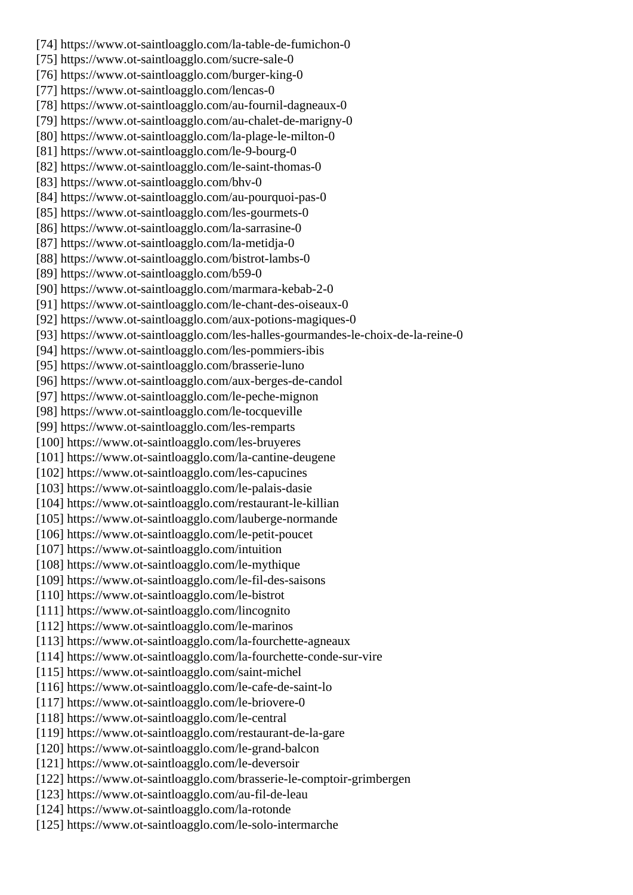[74] https://www.ot-saintloagglo.com/la-table-de-fumichon-0
[75] https://www.ot-saintloagglo.com/sucre-sale-0
[76] https://www.ot-saintloagglo.com/burger-king-0
[77] https://www.ot-saintloagglo.com/lencas-0
[78] https://www.ot-saintloagglo.com/au-fournil-dagneaux-0
[79] https://www.ot-saintloagglo.com/au-chalet-de-marigny-0
[80] https://www.ot-saintloagglo.com/la-plage-le-milton-0
[81] https://www.ot-saintloagglo.com/le-9-bourg-0
[82] https://www.ot-saintloagglo.com/le-saint-thomas-0
[83] https://www.ot-saintloagglo.com/bhv-0
[84] https://www.ot-saintloagglo.com/au-pourquoi-pas-0
[85] https://www.ot-saintloagglo.com/les-gourmets-0
[86] https://www.ot-saintloagglo.com/la-sarrasine-0
[87] https://www.ot-saintloagglo.com/la-metidja-0
[88] https://www.ot-saintloagglo.com/bistrot-lambs-0
[89] https://www.ot-saintloagglo.com/b59-0
[90] https://www.ot-saintloagglo.com/marmara-kebab-2-0
[91] https://www.ot-saintloagglo.com/le-chant-des-oiseaux-0
[92] https://www.ot-saintloagglo.com/aux-potions-magiques-0
[93] https://www.ot-saintloagglo.com/les-halles-gourmandes-le-choix-de-la-reine-0
[94] https://www.ot-saintloagglo.com/les-pommiers-ibis
[95] https://www.ot-saintloagglo.com/brasserie-luno
[96] https://www.ot-saintloagglo.com/aux-berges-de-candol
[97] https://www.ot-saintloagglo.com/le-peche-mignon
[98] https://www.ot-saintloagglo.com/le-tocqueville
[99] https://www.ot-saintloagglo.com/les-remparts
[100] https://www.ot-saintloagglo.com/les-bruyeres
[101] https://www.ot-saintloagglo.com/la-cantine-deugene
[102] https://www.ot-saintloagglo.com/les-capucines
[103] https://www.ot-saintloagglo.com/le-palais-dasie
[104] https://www.ot-saintloagglo.com/restaurant-le-killian
[105] https://www.ot-saintloagglo.com/lauberge-normande
[106] https://www.ot-saintloagglo.com/le-petit-poucet
[107] https://www.ot-saintloagglo.com/intuition
[108] https://www.ot-saintloagglo.com/le-mythique
[109] https://www.ot-saintloagglo.com/le-fil-des-saisons
[110] https://www.ot-saintloagglo.com/le-bistrot
[111] https://www.ot-saintloagglo.com/lincognito
[112] https://www.ot-saintloagglo.com/le-marinos
[113] https://www.ot-saintloagglo.com/la-fourchette-agneaux
[114] https://www.ot-saintloagglo.com/la-fourchette-conde-sur-vire
[115] https://www.ot-saintloagglo.com/saint-michel
[116] https://www.ot-saintloagglo.com/le-cafe-de-saint-lo
[117] https://www.ot-saintloagglo.com/le-briovere-0
[118] https://www.ot-saintloagglo.com/le-central
[119] https://www.ot-saintloagglo.com/restaurant-de-la-gare
[120] https://www.ot-saintloagglo.com/le-grand-balcon
[121] https://www.ot-saintloagglo.com/le-deversoir
[122] https://www.ot-saintloagglo.com/brasserie-le-comptoir-grimbergen
[123] https://www.ot-saintloagglo.com/au-fil-de-leau
[124] https://www.ot-saintloagglo.com/la-rotonde
[125] https://www.ot-saintloagglo.com/le-solo-intermarche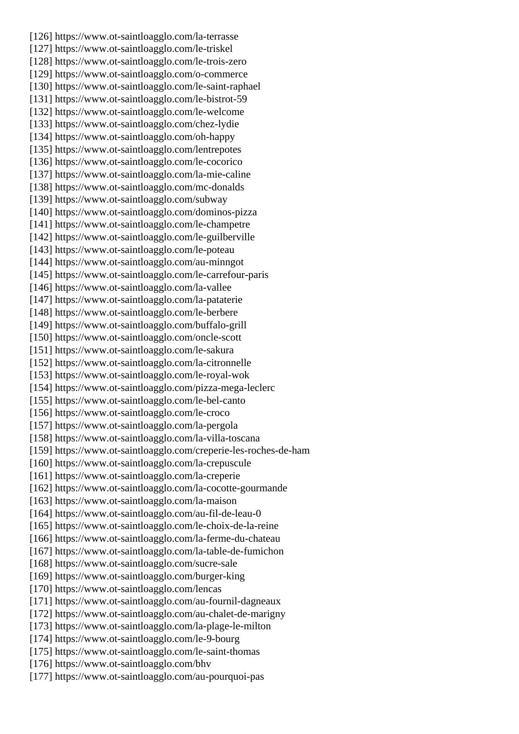[126] https://www.ot-saintloagglo.com/la-terrasse
[127] https://www.ot-saintloagglo.com/le-triskel
[128] https://www.ot-saintloagglo.com/le-trois-zero
[129] https://www.ot-saintloagglo.com/o-commerce
[130] https://www.ot-saintloagglo.com/le-saint-raphael
[131] https://www.ot-saintloagglo.com/le-bistrot-59
[132] https://www.ot-saintloagglo.com/le-welcome
[133] https://www.ot-saintloagglo.com/chez-lydie
[134] https://www.ot-saintloagglo.com/oh-happy
[135] https://www.ot-saintloagglo.com/lentrepotes
[136] https://www.ot-saintloagglo.com/le-cocorico
[137] https://www.ot-saintloagglo.com/la-mie-caline
[138] https://www.ot-saintloagglo.com/mc-donalds
[139] https://www.ot-saintloagglo.com/subway
[140] https://www.ot-saintloagglo.com/dominos-pizza
[141] https://www.ot-saintloagglo.com/le-champetre
[142] https://www.ot-saintloagglo.com/le-guilberville
[143] https://www.ot-saintloagglo.com/le-poteau
[144] https://www.ot-saintloagglo.com/au-minngot
[145] https://www.ot-saintloagglo.com/le-carrefour-paris
[146] https://www.ot-saintloagglo.com/la-vallee
[147] https://www.ot-saintloagglo.com/la-pataterie
[148] https://www.ot-saintloagglo.com/le-berbere
[149] https://www.ot-saintloagglo.com/buffalo-grill
[150] https://www.ot-saintloagglo.com/oncle-scott
[151] https://www.ot-saintloagglo.com/le-sakura
[152] https://www.ot-saintloagglo.com/la-citronnelle
[153] https://www.ot-saintloagglo.com/le-royal-wok
[154] https://www.ot-saintloagglo.com/pizza-mega-leclerc
[155] https://www.ot-saintloagglo.com/le-bel-canto
[156] https://www.ot-saintloagglo.com/le-croco
[157] https://www.ot-saintloagglo.com/la-pergola
[158] https://www.ot-saintloagglo.com/la-villa-toscana
[159] https://www.ot-saintloagglo.com/creperie-les-roches-de-ham
[160] https://www.ot-saintloagglo.com/la-crepuscule
[161] https://www.ot-saintloagglo.com/la-creperie
[162] https://www.ot-saintloagglo.com/la-cocotte-gourmande
[163] https://www.ot-saintloagglo.com/la-maison
[164] https://www.ot-saintloagglo.com/au-fil-de-leau-0
[165] https://www.ot-saintloagglo.com/le-choix-de-la-reine
[166] https://www.ot-saintloagglo.com/la-ferme-du-chateau
[167] https://www.ot-saintloagglo.com/la-table-de-fumichon
[168] https://www.ot-saintloagglo.com/sucre-sale
[169] https://www.ot-saintloagglo.com/burger-king
[170] https://www.ot-saintloagglo.com/lencas
[171] https://www.ot-saintloagglo.com/au-fournil-dagneaux
[172] https://www.ot-saintloagglo.com/au-chalet-de-marigny
[173] https://www.ot-saintloagglo.com/la-plage-le-milton
[174] https://www.ot-saintloagglo.com/le-9-bourg
[175] https://www.ot-saintloagglo.com/le-saint-thomas
[176] https://www.ot-saintloagglo.com/bhv
[177] https://www.ot-saintloagglo.com/au-pourquoi-pas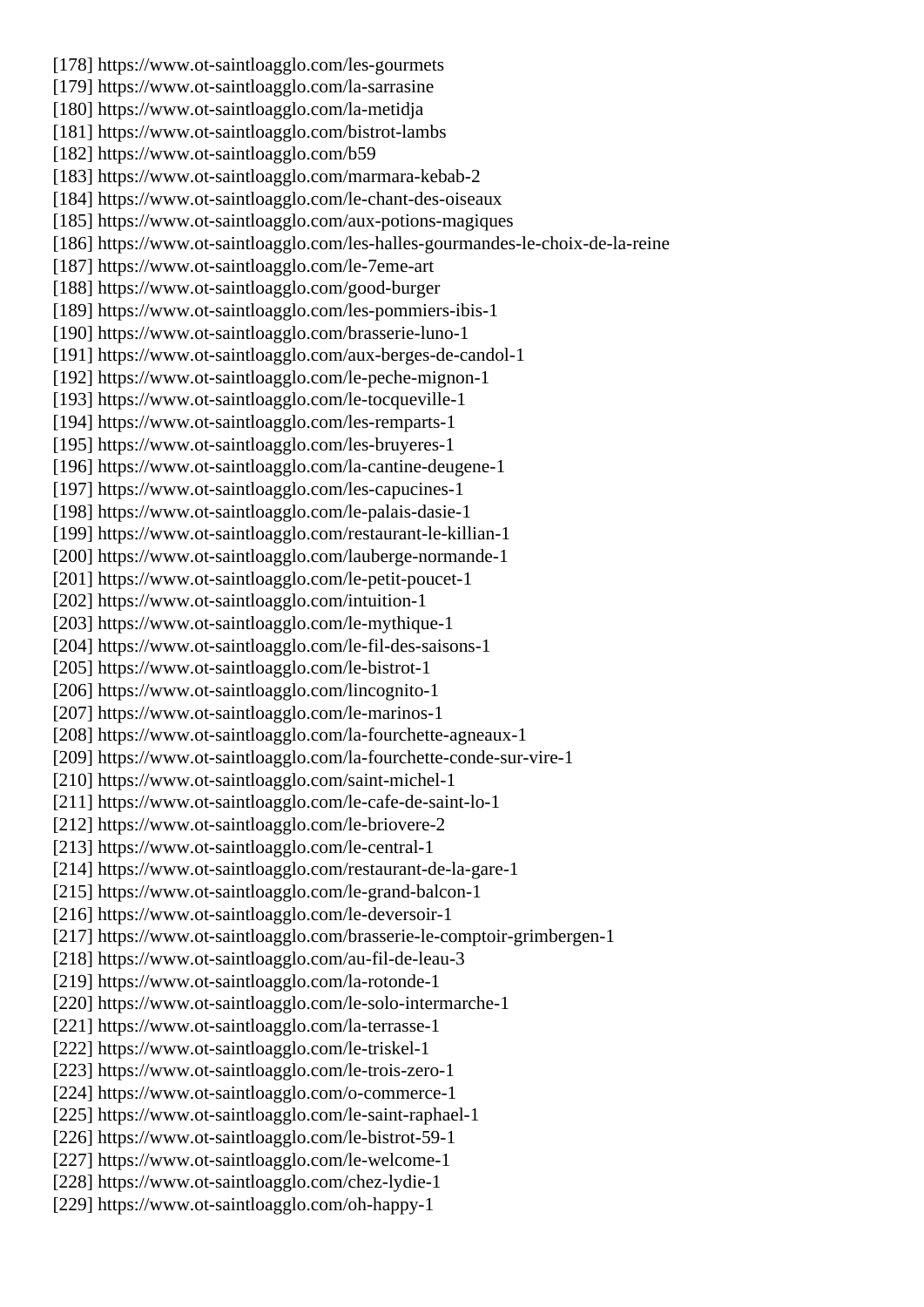[178] https://www.ot-saintloagglo.com/les-gourmets
[179] https://www.ot-saintloagglo.com/la-sarrasine
[180] https://www.ot-saintloagglo.com/la-metidja
[181] https://www.ot-saintloagglo.com/bistrot-lambs
[182] https://www.ot-saintloagglo.com/b59
[183] https://www.ot-saintloagglo.com/marmara-kebab-2
[184] https://www.ot-saintloagglo.com/le-chant-des-oiseaux
[185] https://www.ot-saintloagglo.com/aux-potions-magiques
[186] https://www.ot-saintloagglo.com/les-halles-gourmandes-le-choix-de-la-reine
[187] https://www.ot-saintloagglo.com/le-7eme-art
[188] https://www.ot-saintloagglo.com/good-burger
[189] https://www.ot-saintloagglo.com/les-pommiers-ibis-1
[190] https://www.ot-saintloagglo.com/brasserie-luno-1
[191] https://www.ot-saintloagglo.com/aux-berges-de-candol-1
[192] https://www.ot-saintloagglo.com/le-peche-mignon-1
[193] https://www.ot-saintloagglo.com/le-tocqueville-1
[194] https://www.ot-saintloagglo.com/les-remparts-1
[195] https://www.ot-saintloagglo.com/les-bruyeres-1
[196] https://www.ot-saintloagglo.com/la-cantine-deugene-1
[197] https://www.ot-saintloagglo.com/les-capucines-1
[198] https://www.ot-saintloagglo.com/le-palais-dasie-1
[199] https://www.ot-saintloagglo.com/restaurant-le-killian-1
[200] https://www.ot-saintloagglo.com/lauberge-normande-1
[201] https://www.ot-saintloagglo.com/le-petit-poucet-1
[202] https://www.ot-saintloagglo.com/intuition-1
[203] https://www.ot-saintloagglo.com/le-mythique-1
[204] https://www.ot-saintloagglo.com/le-fil-des-saisons-1
[205] https://www.ot-saintloagglo.com/le-bistrot-1
[206] https://www.ot-saintloagglo.com/lincognito-1
[207] https://www.ot-saintloagglo.com/le-marinos-1
[208] https://www.ot-saintloagglo.com/la-fourchette-agneaux-1
[209] https://www.ot-saintloagglo.com/la-fourchette-conde-sur-vire-1
[210] https://www.ot-saintloagglo.com/saint-michel-1
[211] https://www.ot-saintloagglo.com/le-cafe-de-saint-lo-1
[212] https://www.ot-saintloagglo.com/le-briovere-2
[213] https://www.ot-saintloagglo.com/le-central-1
[214] https://www.ot-saintloagglo.com/restaurant-de-la-gare-1
[215] https://www.ot-saintloagglo.com/le-grand-balcon-1
[216] https://www.ot-saintloagglo.com/le-deversoir-1
[217] https://www.ot-saintloagglo.com/brasserie-le-comptoir-grimbergen-1
[218] https://www.ot-saintloagglo.com/au-fil-de-leau-3
[219] https://www.ot-saintloagglo.com/la-rotonde-1
[220] https://www.ot-saintloagglo.com/le-solo-intermarche-1
[221] https://www.ot-saintloagglo.com/la-terrasse-1
[222] https://www.ot-saintloagglo.com/le-triskel-1
[223] https://www.ot-saintloagglo.com/le-trois-zero-1
[224] https://www.ot-saintloagglo.com/o-commerce-1
[225] https://www.ot-saintloagglo.com/le-saint-raphael-1
[226] https://www.ot-saintloagglo.com/le-bistrot-59-1
[227] https://www.ot-saintloagglo.com/le-welcome-1
[228] https://www.ot-saintloagglo.com/chez-lydie-1
[229] https://www.ot-saintloagglo.com/oh-happy-1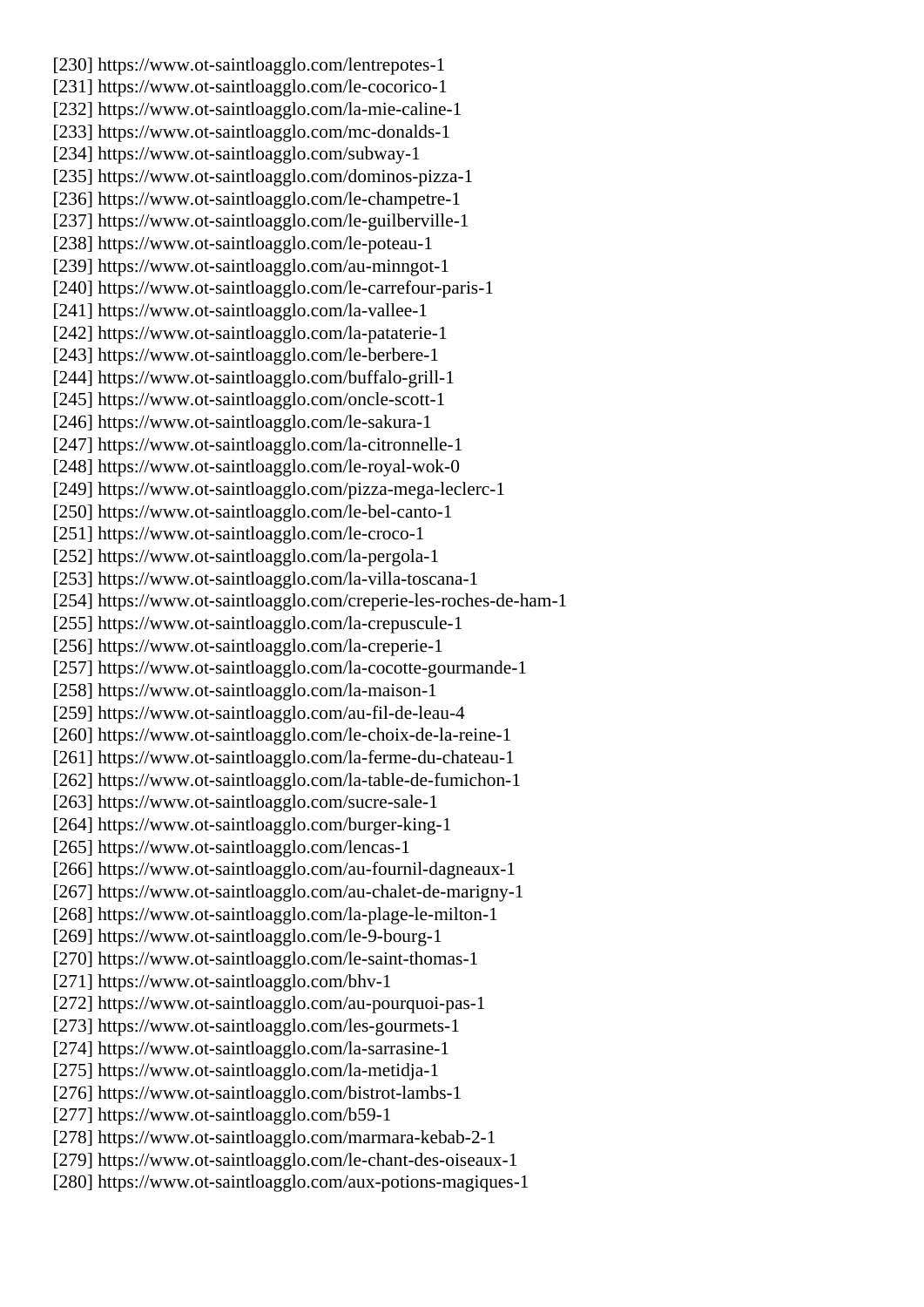[230] https://www.ot-saintloagglo.com/lentrepotes-1
[231] https://www.ot-saintloagglo.com/le-cocorico-1
[232] https://www.ot-saintloagglo.com/la-mie-caline-1
[233] https://www.ot-saintloagglo.com/mc-donalds-1
[234] https://www.ot-saintloagglo.com/subway-1
[235] https://www.ot-saintloagglo.com/dominos-pizza-1
[236] https://www.ot-saintloagglo.com/le-champetre-1
[237] https://www.ot-saintloagglo.com/le-guilberville-1
[238] https://www.ot-saintloagglo.com/le-poteau-1
[239] https://www.ot-saintloagglo.com/au-minngot-1
[240] https://www.ot-saintloagglo.com/le-carrefour-paris-1
[241] https://www.ot-saintloagglo.com/la-vallee-1
[242] https://www.ot-saintloagglo.com/la-pataterie-1
[243] https://www.ot-saintloagglo.com/le-berbere-1
[244] https://www.ot-saintloagglo.com/buffalo-grill-1
[245] https://www.ot-saintloagglo.com/oncle-scott-1
[246] https://www.ot-saintloagglo.com/le-sakura-1
[247] https://www.ot-saintloagglo.com/la-citronnelle-1
[248] https://www.ot-saintloagglo.com/le-royal-wok-0
[249] https://www.ot-saintloagglo.com/pizza-mega-leclerc-1
[250] https://www.ot-saintloagglo.com/le-bel-canto-1
[251] https://www.ot-saintloagglo.com/le-croco-1
[252] https://www.ot-saintloagglo.com/la-pergola-1
[253] https://www.ot-saintloagglo.com/la-villa-toscana-1
[254] https://www.ot-saintloagglo.com/creperie-les-roches-de-ham-1
[255] https://www.ot-saintloagglo.com/la-crepuscule-1
[256] https://www.ot-saintloagglo.com/la-creperie-1
[257] https://www.ot-saintloagglo.com/la-cocotte-gourmande-1
[258] https://www.ot-saintloagglo.com/la-maison-1
[259] https://www.ot-saintloagglo.com/au-fil-de-leau-4
[260] https://www.ot-saintloagglo.com/le-choix-de-la-reine-1
[261] https://www.ot-saintloagglo.com/la-ferme-du-chateau-1
[262] https://www.ot-saintloagglo.com/la-table-de-fumichon-1
[263] https://www.ot-saintloagglo.com/sucre-sale-1
[264] https://www.ot-saintloagglo.com/burger-king-1
[265] https://www.ot-saintloagglo.com/lencas-1
[266] https://www.ot-saintloagglo.com/au-fournil-dagneaux-1
[267] https://www.ot-saintloagglo.com/au-chalet-de-marigny-1
[268] https://www.ot-saintloagglo.com/la-plage-le-milton-1
[269] https://www.ot-saintloagglo.com/le-9-bourg-1
[270] https://www.ot-saintloagglo.com/le-saint-thomas-1
[271] https://www.ot-saintloagglo.com/bhv-1
[272] https://www.ot-saintloagglo.com/au-pourquoi-pas-1
[273] https://www.ot-saintloagglo.com/les-gourmets-1
[274] https://www.ot-saintloagglo.com/la-sarrasine-1
[275] https://www.ot-saintloagglo.com/la-metidja-1
[276] https://www.ot-saintloagglo.com/bistrot-lambs-1
[277] https://www.ot-saintloagglo.com/b59-1
[278] https://www.ot-saintloagglo.com/marmara-kebab-2-1
[279] https://www.ot-saintloagglo.com/le-chant-des-oiseaux-1
[280] https://www.ot-saintloagglo.com/aux-potions-magiques-1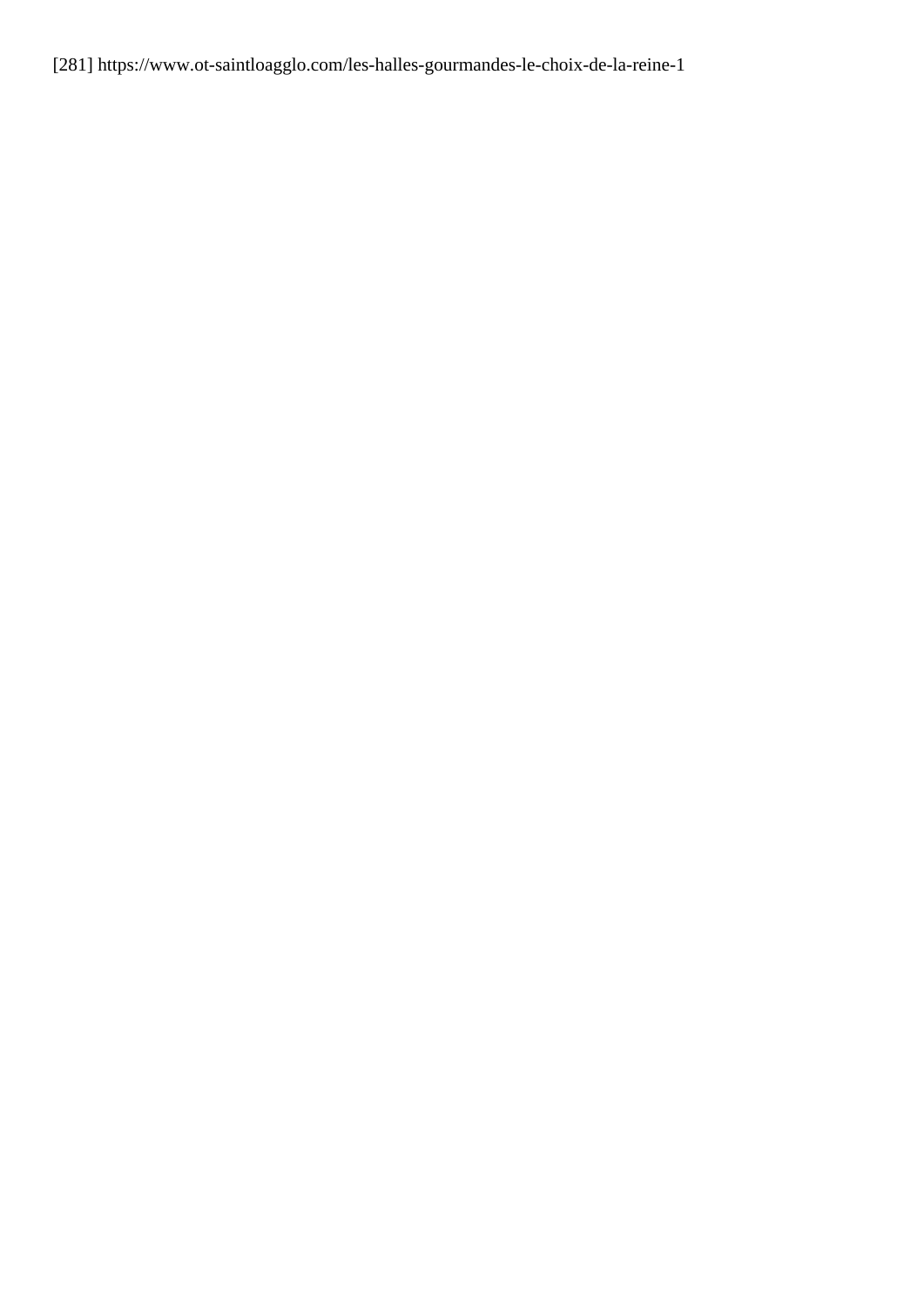[281] https://www.ot-saintloagglo.com/les-halles-gourmandes-le-choix-de-la-reine-1